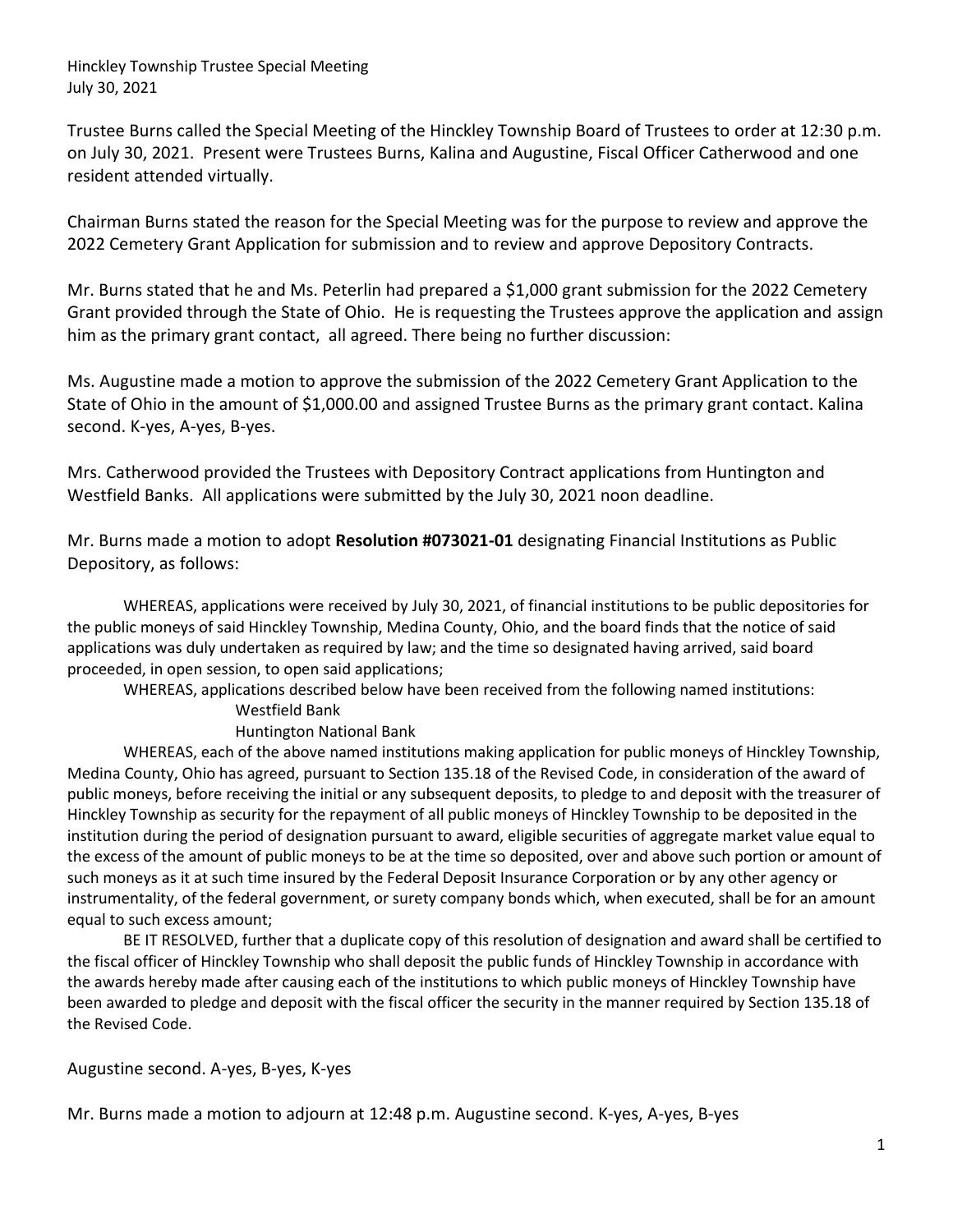Hinckley Township Trustee Special Meeting
July 30, 2021

Trustee Burns called the Special Meeting of the Hinckley Township Board of Trustees to order at 12:30 p.m. on July 30, 2021. Present were Trustees Burns, Kalina and Augustine, Fiscal Officer Catherwood and one resident attended virtually.

Chairman Burns stated the reason for the Special Meeting was for the purpose to review and approve the 2022 Cemetery Grant Application for submission and to review and approve Depository Contracts.

Mr. Burns stated that he and Ms. Peterlin had prepared a $1,000 grant submission for the 2022 Cemetery Grant provided through the State of Ohio. He is requesting the Trustees approve the application and assign him as the primary grant contact, all agreed. There being no further discussion:

Ms. Augustine made a motion to approve the submission of the 2022 Cemetery Grant Application to the State of Ohio in the amount of $1,000.00 and assigned Trustee Burns as the primary grant contact. Kalina second. K-yes, A-yes, B-yes.

Mrs. Catherwood provided the Trustees with Depository Contract applications from Huntington and Westfield Banks. All applications were submitted by the July 30, 2021 noon deadline.

Mr. Burns made a motion to adopt **Resolution #073021-01** designating Financial Institutions as Public Depository, as follows:

WHEREAS, applications were received by July 30, 2021, of financial institutions to be public depositories for the public moneys of said Hinckley Township, Medina County, Ohio, and the board finds that the notice of said applications was duly undertaken as required by law; and the time so designated having arrived, said board proceeded, in open session, to open said applications;

WHEREAS, applications described below have been received from the following named institutions:

Westfield Bank
Huntington National Bank

WHEREAS, each of the above named institutions making application for public moneys of Hinckley Township, Medina County, Ohio has agreed, pursuant to Section 135.18 of the Revised Code, in consideration of the award of public moneys, before receiving the initial or any subsequent deposits, to pledge to and deposit with the treasurer of Hinckley Township as security for the repayment of all public moneys of Hinckley Township to be deposited in the institution during the period of designation pursuant to award, eligible securities of aggregate market value equal to the excess of the amount of public moneys to be at the time so deposited, over and above such portion or amount of such moneys as it at such time insured by the Federal Deposit Insurance Corporation or by any other agency or instrumentality, of the federal government, or surety company bonds which, when executed, shall be for an amount equal to such excess amount;

BE IT RESOLVED, further that a duplicate copy of this resolution of designation and award shall be certified to the fiscal officer of Hinckley Township who shall deposit the public funds of Hinckley Township in accordance with the awards hereby made after causing each of the institutions to which public moneys of Hinckley Township have been awarded to pledge and deposit with the fiscal officer the security in the manner required by Section 135.18 of the Revised Code.

Augustine second. A-yes, B-yes, K-yes

Mr. Burns made a motion to adjourn at 12:48 p.m. Augustine second. K-yes, A-yes, B-yes